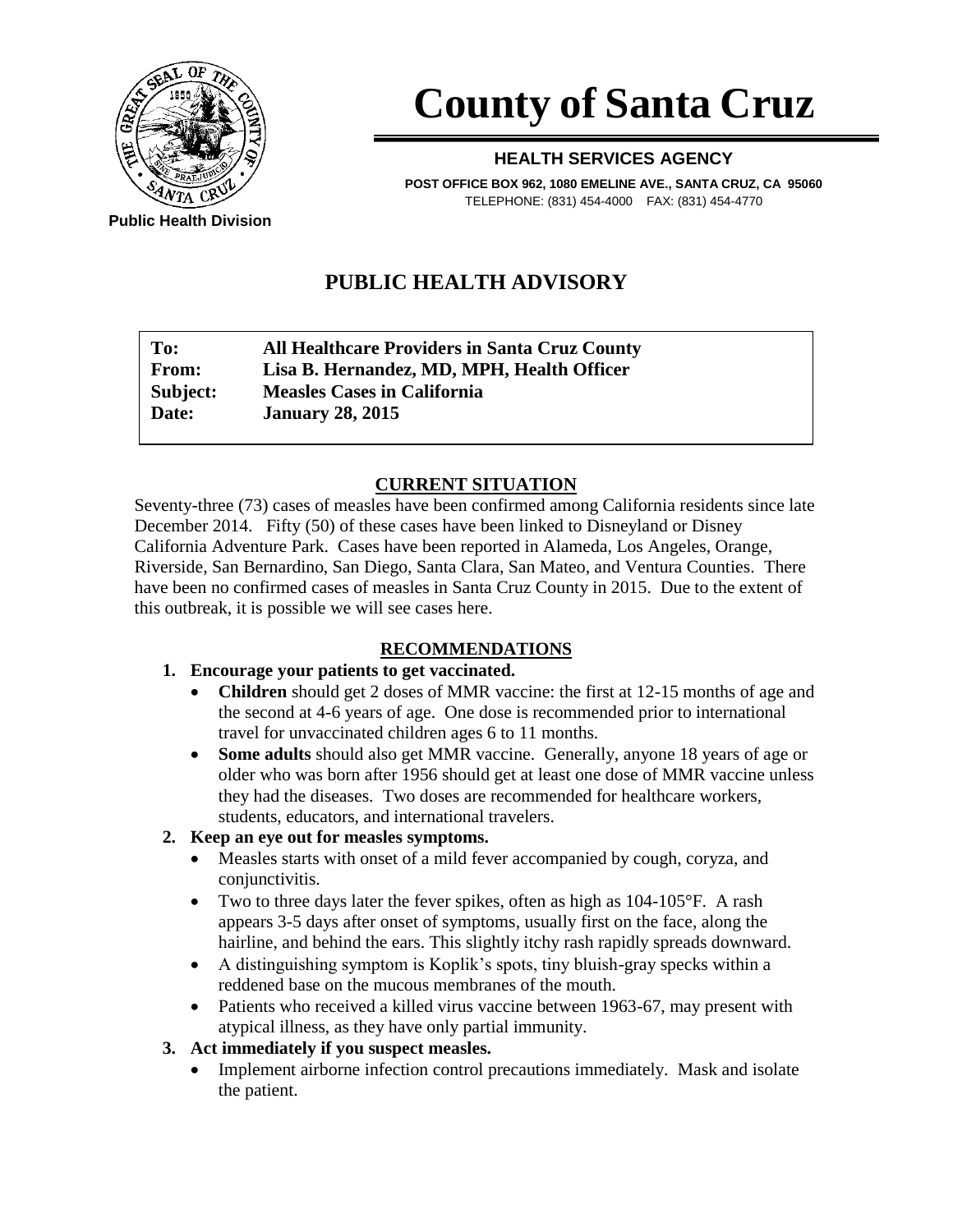Public Health Division

# County of Santa Cruz

**HEALTH SERVICES AGENCY**

**POST OFFICE BOX 962, 1080 EMELINE AVE., SANTA CRUZ, CA 95060**
TELEPHONE: (831) 454-4000 FAX: (831) 454-4770

## PUBLIC HEALTH ADVISORY

| | |
|---|---|
| **To:** | **All Healthcare Providers in Santa Cruz County** |
| **From:** | **Lisa B. Hernandez, MD, MPH, Health Officer** |
| **Subject:** | **Measles Cases in California** |
| **Date:** | **January 28, 2015** |

### CURRENT SITUATION

Seventy-three (73) cases of measles have been confirmed among California residents since late December 2014. Fifty (50) of these cases have been linked to Disneyland or Disney California Adventure Park. Cases have been reported in Alameda, Los Angeles, Orange, Riverside, San Bernardino, San Diego, Santa Clara, San Mateo, and Ventura Counties. There have been no confirmed cases of measles in Santa Cruz County in 2015. Due to the extent of this outbreak, it is possible we will see cases here.

### RECOMMENDATIONS

1. **Encourage your patients to get vaccinated.**
   - **Children** should get 2 doses of MMR vaccine: the first at 12-15 months of age and the second at 4-6 years of age. One dose is recommended prior to international travel for unvaccinated children ages 6 to 11 months.
   - **Some adults** should also get MMR vaccine. Generally, anyone 18 years of age or older who was born after 1956 should get at least one dose of MMR vaccine unless they had the diseases. Two doses are recommended for healthcare workers, students, educators, and international travelers.
2. **Keep an eye out for measles symptoms.**
   - Measles starts with onset of a mild fever accompanied by cough, coryza, and conjunctivitis.
   - Two to three days later the fever spikes, often as high as 104-105°F. A rash appears 3-5 days after onset of symptoms, usually first on the face, along the hairline, and behind the ears. This slightly itchy rash rapidly spreads downward.
   - A distinguishing symptom is Koplik's spots, tiny bluish-gray specks within a reddened base on the mucous membranes of the mouth.
   - Patients who received a killed virus vaccine between 1963-67, may present with atypical illness, as they have only partial immunity.
3. **Act immediately if you suspect measles.**
   - Implement airborne infection control precautions immediately. Mask and isolate the patient.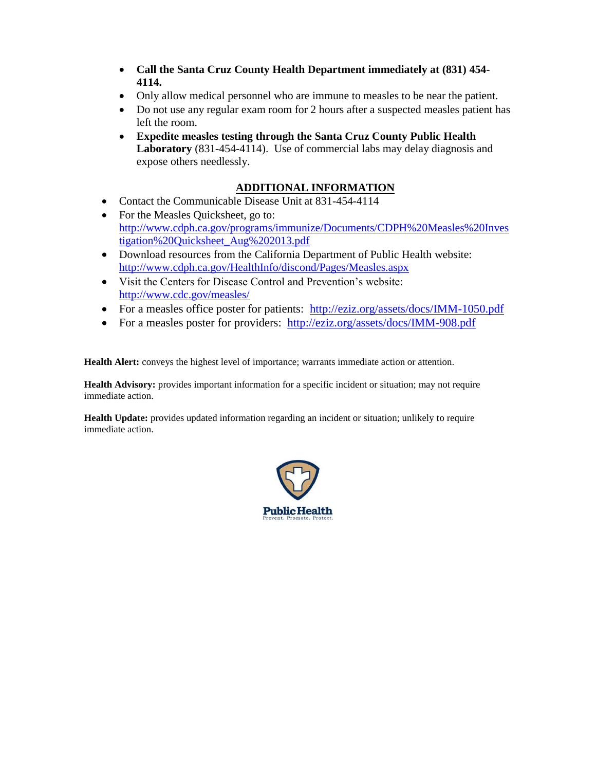- **Call the Santa Cruz County Health Department immediately at (831) 454-4114.**
- Only allow medical personnel who are immune to measles to be near the patient.
- Do not use any regular exam room for 2 hours after a suspected measles patient has left the room.
- **Expedite measles testing through the Santa Cruz County Public Health Laboratory** (831-454-4114). Use of commercial labs may delay diagnosis and expose others needlessly.

## ADDITIONAL INFORMATION

- Contact the Communicable Disease Unit at 831-454-4114
- For the Measles Quicksheet, go to: http://www.cdph.ca.gov/programs/immunize/Documents/CDPH%20Measles%20Investigation%20Quicksheet_Aug%202013.pdf
- Download resources from the California Department of Public Health website: http://www.cdph.ca.gov/HealthInfo/discond/Pages/Measles.aspx
- Visit the Centers for Disease Control and Prevention's website: http://www.cdc.gov/measles/
- For a measles office poster for patients: http://eziz.org/assets/docs/IMM-1050.pdf
- For a measles poster for providers: http://eziz.org/assets/docs/IMM-908.pdf

**Health Alert:** conveys the highest level of importance; warrants immediate action or attention.

**Health Advisory:** provides important information for a specific incident or situation; may not require immediate action.

**Health Update:** provides updated information regarding an incident or situation; unlikely to require immediate action.

Public Health
Prevent. Promote. Protect.